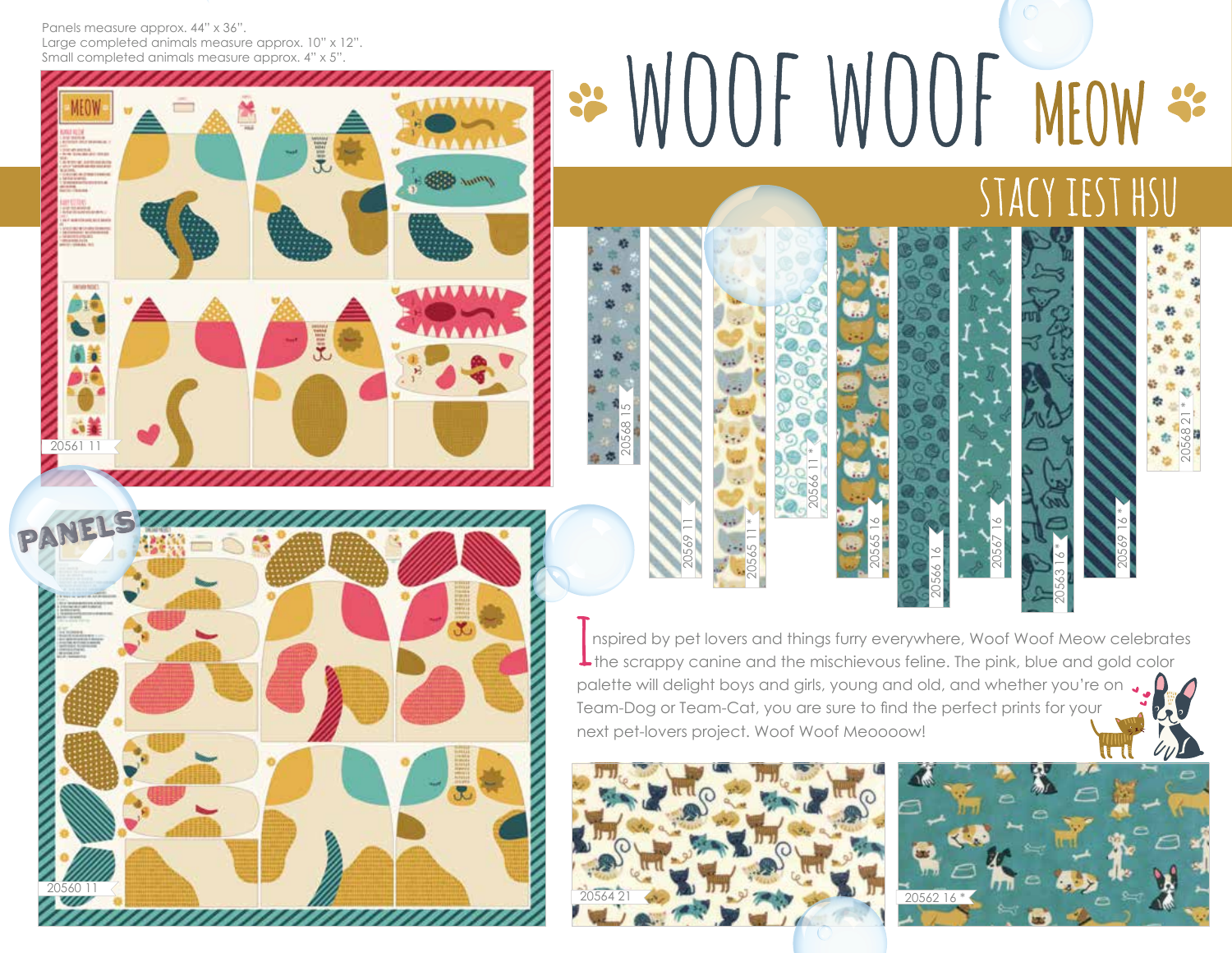Panels measure approx. 44" x 36".
Large completed animals measure approx. 10" x 12".
Small completed animals measure approx. 4" x 5".

# WOOF WOOF MEOW

## STACY IEST HSU

**PANELS**

20561 11

20560 11

20568 15

20569 11

20565 11 *

20566 11 *

20565 16

20566 16

20567 16

20563 16 *

20569 16 *

20568 21 *

Inspired by pet lovers and things furry everywhere, Woof Woof Meow celebrates the scrappy canine and the mischievous feline. The pink, blue and gold color palette will delight boys and girls, young and old, and whether you're on Team-Dog or Team-Cat, you are sure to find the perfect prints for your next pet-lovers project. Woof Woof Meoooow!

20564 21

20562 16 *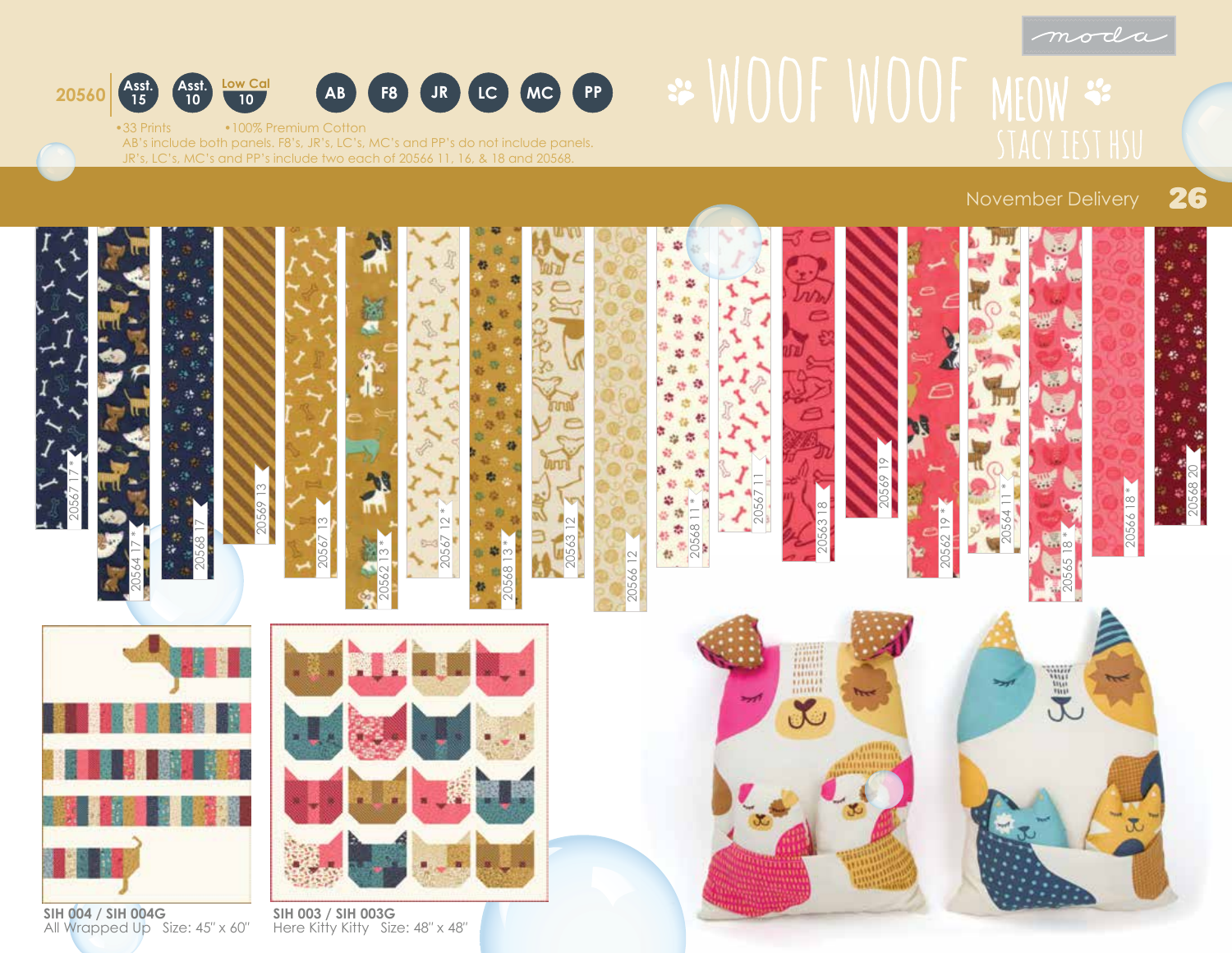moda

# WOOF WOOF MEOW

STACY IEST HSU

20560 | Asst. 15 | Asst. 10 | Low Cal 10 | AB | F8 | JR | LC | MC | PP

•33 Prints •100% Premium Cotton

AB's include both panels. F8's, JR's, LC's, MC's and PP's do not include panels.
JR's, LC's, MC's and PP's include two each of 20566 11, 16, & 18 and 20568.

November Delivery

20567 17 *
20564 17 *
20568 17
20569 13
20567 13
20562 13 *
20567 12 *
20568 13 *
20563 12
20566 12
20568 11 *
20567 11
20563 18
20569 19
20562 19 *
20564 11 *
20565 18 *
20566 18 *
20568 20

**SIH 004 / SIH 004G**
All Wrapped Up Size: 45" x 60"

**SIH 003 / SIH 003G**
Here Kitty Kitty Size: 48" x 48"